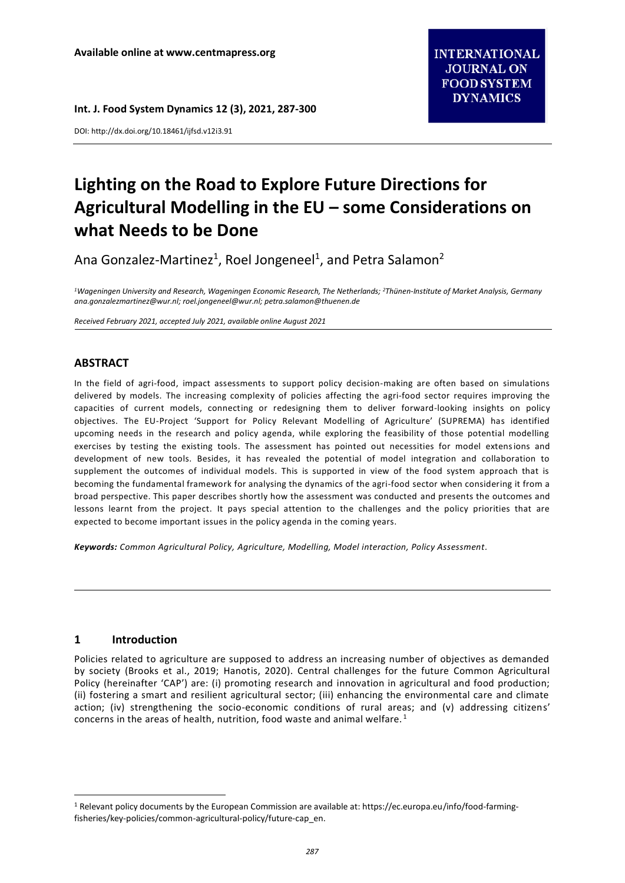Available online at www.centmapress.org

DOI: http://dx.doi.org/10.18461/ijfsd.v12i3.91

# Lighting on the Road to Explore Future Directions for Agricultural Modelling in the EU – some Considerations on what Needs to be Done

Ana Gonzalez-Martinez[1], Roel Jongeneel[1], and Petra Salamon[2]

*[1]Wageningen University and Research, Wageningen Economic Research, The Netherlands; [2]Thünen-Institute of Market Analysis, Germany*
*ana.gonzalezmartinez@wur.nl; roel.jongeneel@wur.nl; petra.salamon@thuenen.de*

*Received February 2021, accepted July 2021, available online August 2021*

## ABSTRACT

In the field of agri-food, impact assessments to support policy decision-making are often based on simulations delivered by models. The increasing complexity of policies affecting the agri-food sector requires improving the capacities of current models, connecting or redesigning them to deliver forward-looking insights on policy objectives. The EU-Project 'Support for Policy Relevant Modelling of Agriculture' (SUPREMA) has identified upcoming needs in the research and policy agenda, while exploring the feasibility of those potential modelling exercises by testing the existing tools. The assessment has pointed out necessities for model extensions and development of new tools. Besides, it has revealed the potential of model integration and collaboration to supplement the outcomes of individual models. This is supported in view of the food system approach that is becoming the fundamental framework for analysing the dynamics of the agri-food sector when considering it from a broad perspective. This paper describes shortly how the assessment was conducted and presents the outcomes and lessons learnt from the project. It pays special attention to the challenges and the policy priorities that are expected to become important issues in the policy agenda in the coming years.

***Keywords:*** *Common Agricultural Policy, Agriculture, Modelling, Model interaction, Policy Assessment.*

## 1 Introduction

Policies related to agriculture are supposed to address an increasing number of objectives as demanded by society (Brooks et al., 2019; Hanotis, 2020). Central challenges for the future Common Agricultural Policy (hereinafter 'CAP') are: (i) promoting research and innovation in agricultural and food production; (ii) fostering a smart and resilient agricultural sector; (iii) enhancing the environmental care and climate action; (iv) strengthening the socio-economic conditions of rural areas; and (v) addressing citizens' concerns in the areas of health, nutrition, food waste and animal welfare.[1]

[1] Relevant policy documents by the European Commission are available at: https://ec.europa.eu/info/food-farming-fisheries/key-policies/common-agricultural-policy/future-cap_en.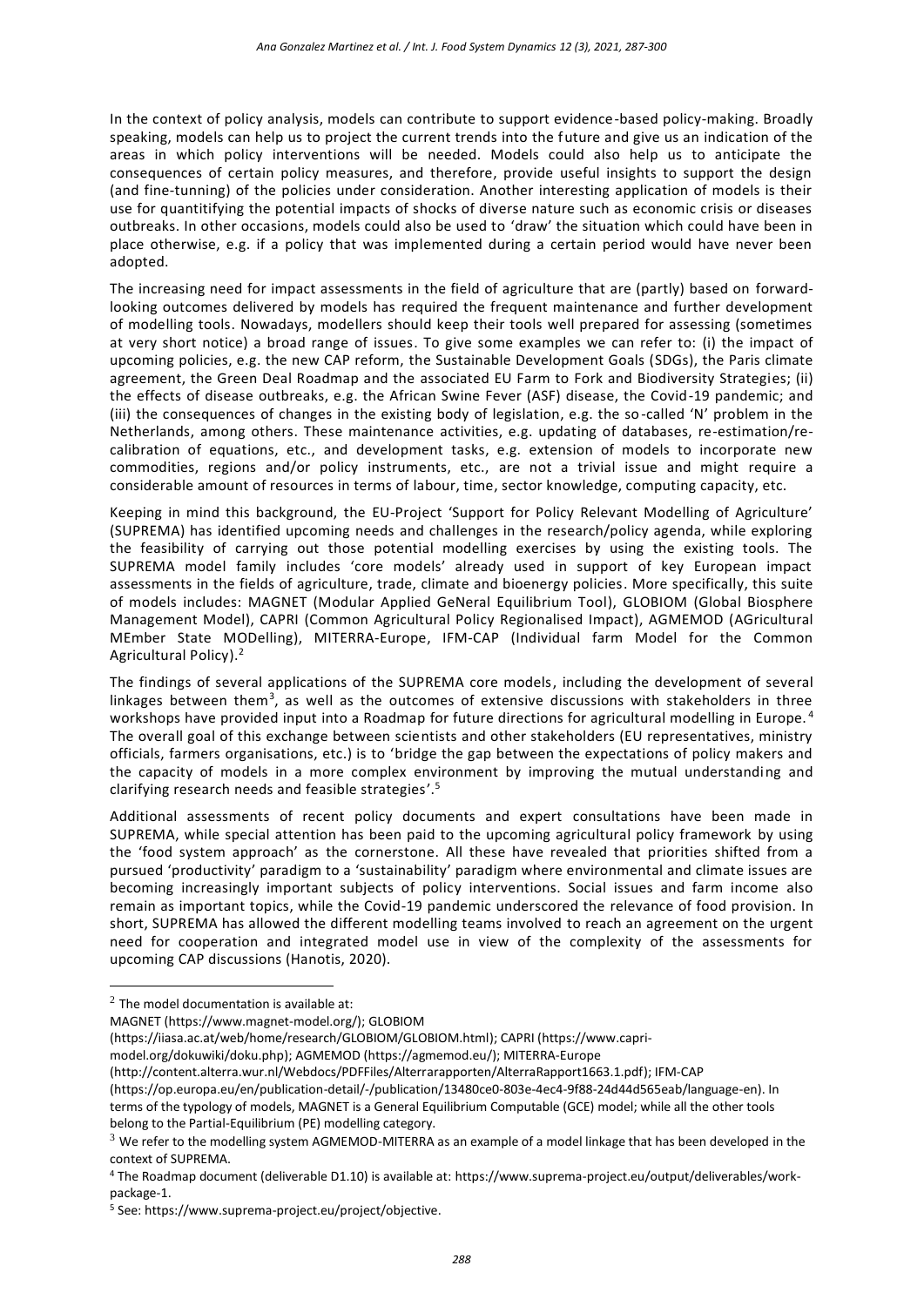In the context of policy analysis, models can contribute to support evidence-based policy-making. Broadly speaking, models can help us to project the current trends into the future and give us an indication of the areas in which policy interventions will be needed. Models could also help us to anticipate the consequences of certain policy measures, and therefore, provide useful insights to support the design (and fine-tunning) of the policies under consideration. Another interesting application of models is their use for quantitifying the potential impacts of shocks of diverse nature such as economic crisis or diseases outbreaks. In other occasions, models could also be used to 'draw' the situation which could have been in place otherwise, e.g. if a policy that was implemented during a certain period would have never been adopted.

The increasing need for impact assessments in the field of agriculture that are (partly) based on forward-looking outcomes delivered by models has required the frequent maintenance and further development of modelling tools. Nowadays, modellers should keep their tools well prepared for assessing (sometimes at very short notice) a broad range of issues. To give some examples we can refer to: (i) the impact of upcoming policies, e.g. the new CAP reform, the Sustainable Development Goals (SDGs), the Paris climate agreement, the Green Deal Roadmap and the associated EU Farm to Fork and Biodiversity Strategies; (ii) the effects of disease outbreaks, e.g. the African Swine Fever (ASF) disease, the Covid-19 pandemic; and (iii) the consequences of changes in the existing body of legislation, e.g. the so-called 'N' problem in the Netherlands, among others. These maintenance activities, e.g. updating of databases, re-estimation/re-calibration of equations, etc., and development tasks, e.g. extension of models to incorporate new commodities, regions and/or policy instruments, etc., are not a trivial issue and might require a considerable amount of resources in terms of labour, time, sector knowledge, computing capacity, etc.

Keeping in mind this background, the EU-Project 'Support for Policy Relevant Modelling of Agriculture' (SUPREMA) has identified upcoming needs and challenges in the research/policy agenda, while exploring the feasibility of carrying out those potential modelling exercises by using the existing tools. The SUPREMA model family includes 'core models' already used in support of key European impact assessments in the fields of agriculture, trade, climate and bioenergy policies. More specifically, this suite of models includes: MAGNET (Modular Applied GeNeral Equilibrium Tool), GLOBIOM (Global Biosphere Management Model), CAPRI (Common Agricultural Policy Regionalised Impact), AGMEMOD (AGricultural MEmber State MODelling), MITERRA-Europe, IFM-CAP (Individual farm Model for the Common Agricultural Policy).[2]

The findings of several applications of the SUPREMA core models, including the development of several linkages between them[3], as well as the outcomes of extensive discussions with stakeholders in three workshops have provided input into a Roadmap for future directions for agricultural modelling in Europe.[4] The overall goal of this exchange between scientists and other stakeholders (EU representatives, ministry officials, farmers organisations, etc.) is to 'bridge the gap between the expectations of policy makers and the capacity of models in a more complex environment by improving the mutual understanding and clarifying research needs and feasible strategies'.[5]

Additional assessments of recent policy documents and expert consultations have been made in SUPREMA, while special attention has been paid to the upcoming agricultural policy framework by using the 'food system approach' as the cornerstone. All these have revealed that priorities shifted from a pursued 'productivity' paradigm to a 'sustainability' paradigm where environmental and climate issues are becoming increasingly important subjects of policy interventions. Social issues and farm income also remain as important topics, while the Covid-19 pandemic underscored the relevance of food provision. In short, SUPREMA has allowed the different modelling teams involved to reach an agreement on the urgent need for cooperation and integrated model use in view of the complexity of the assessments for upcoming CAP discussions (Hanotis, 2020).

---

[2] The model documentation is available at:
MAGNET (https://www.magnet-model.org/); GLOBIOM (https://iiasa.ac.at/web/home/research/GLOBIOM/GLOBIOM.html); CAPRI (https://www.capri-model.org/dokuwiki/doku.php); AGMEMOD (https://agmemod.eu/); MITERRA-Europe (http://content.alterra.wur.nl/Webdocs/PDFFiles/Alterrarapporten/AlterraRapport1663.1.pdf); IFM-CAP (https://op.europa.eu/en/publication-detail/-/publication/13480ce0-803e-4ec4-9f88-24d44d565eab/language-en). In terms of the typology of models, MAGNET is a General Equilibrium Computable (GCE) model; while all the other tools belong to the Partial-Equilibrium (PE) modelling category.

[3] We refer to the modelling system AGMEMOD-MITERRA as an example of a model linkage that has been developed in the context of SUPREMA.

[4] The Roadmap document (deliverable D1.10) is available at: https://www.suprema-project.eu/output/deliverables/work-package-1.

[5] See: https://www.suprema-project.eu/project/objective.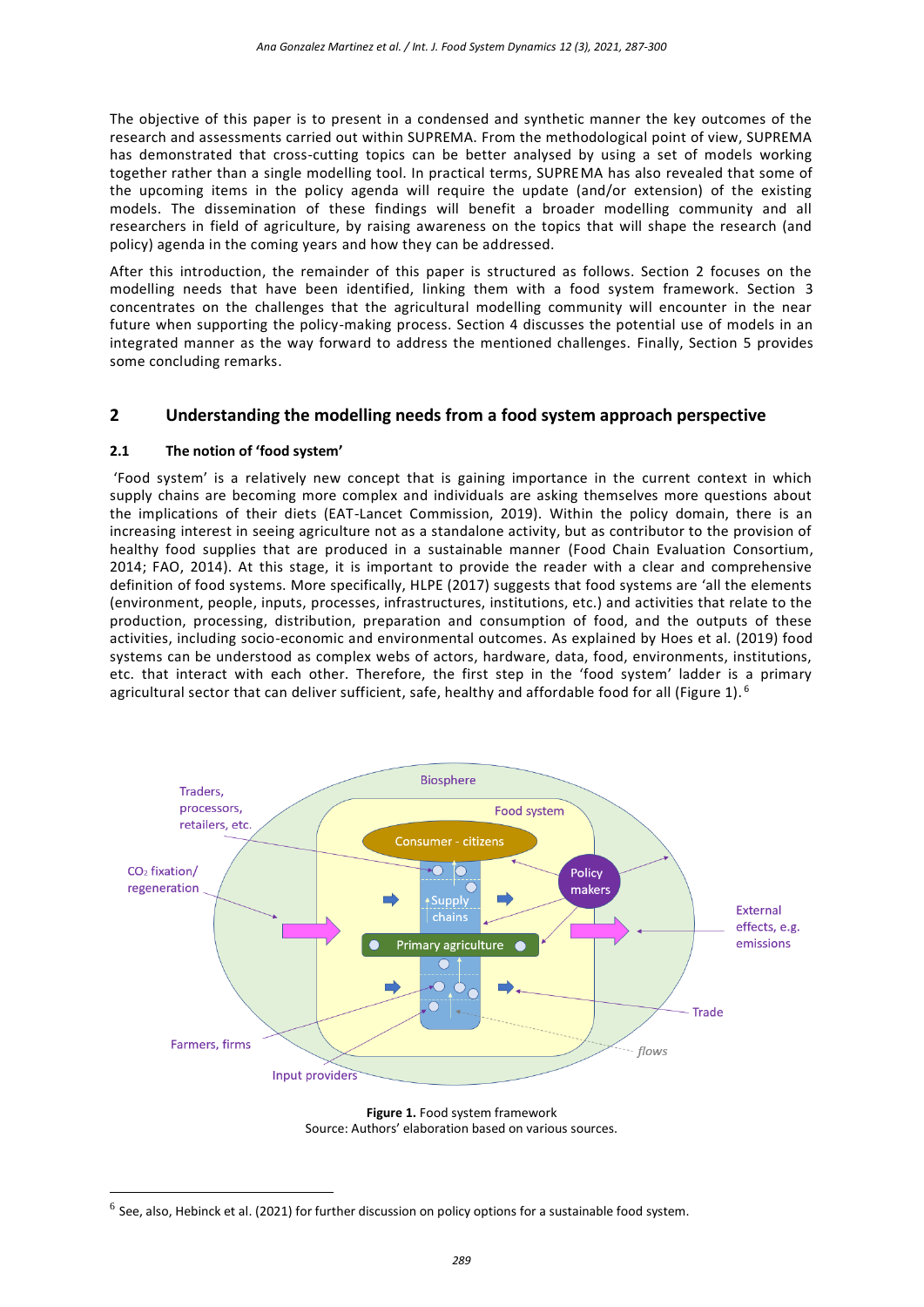The objective of this paper is to present in a condensed and synthetic manner the key outcomes of the research and assessments carried out within SUPREMA. From the methodological point of view, SUPREMA has demonstrated that cross-cutting topics can be better analysed by using a set of models working together rather than a single modelling tool. In practical terms, SUPREMA has also revealed that some of the upcoming items in the policy agenda will require the update (and/or extension) of the existing models. The dissemination of these findings will benefit a broader modelling community and all researchers in field of agriculture, by raising awareness on the topics that will shape the research (and policy) agenda in the coming years and how they can be addressed.

After this introduction, the remainder of this paper is structured as follows. Section 2 focuses on the modelling needs that have been identified, linking them with a food system framework. Section 3 concentrates on the challenges that the agricultural modelling community will encounter in the near future when supporting the policy-making process. Section 4 discusses the potential use of models in an integrated manner as the way forward to address the mentioned challenges. Finally, Section 5 provides some concluding remarks.

## 2 Understanding the modelling needs from a food system approach perspective

### 2.1 The notion of 'food system'

'Food system' is a relatively new concept that is gaining importance in the current context in which supply chains are becoming more complex and individuals are asking themselves more questions about the implications of their diets (EAT-Lancet Commission, 2019). Within the policy domain, there is an increasing interest in seeing agriculture not as a standalone activity, but as contributor to the provision of healthy food supplies that are produced in a sustainable manner (Food Chain Evaluation Consortium, 2014; FAO, 2014). At this stage, it is important to provide the reader with a clear and comprehensive definition of food systems. More specifically, HLPE (2017) suggests that food systems are 'all the elements (environment, people, inputs, processes, infrastructures, institutions, etc.) and activities that relate to the production, processing, distribution, preparation and consumption of food, and the outputs of these activities, including socio-economic and environmental outcomes. As explained by Hoes et al. (2019) food systems can be understood as complex webs of actors, hardware, data, food, environments, institutions, etc. that interact with each other. Therefore, the first step in the 'food system' ladder is a primary agricultural sector that can deliver sufficient, safe, healthy and affordable food for all (Figure 1).[6]

**Figure 1.** Food system framework
Source: Authors' elaboration based on various sources.

[6] See, also, Hebinck et al. (2021) for further discussion on policy options for a sustainable food system.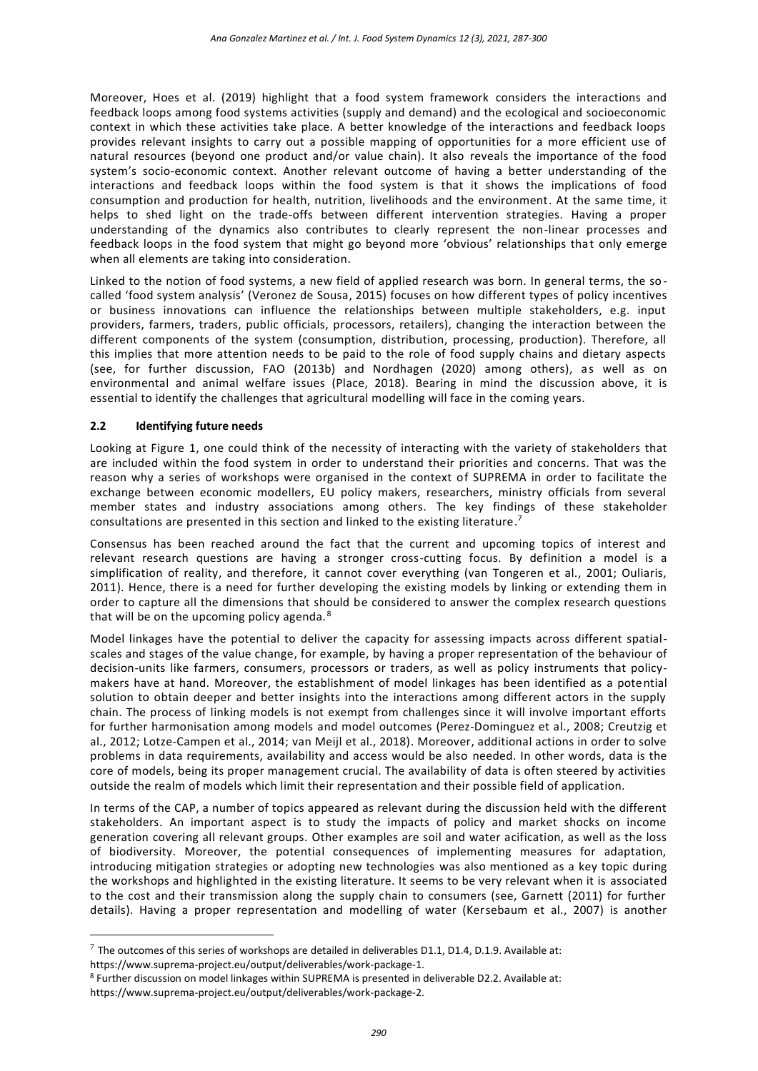Moreover, Hoes et al. (2019) highlight that a food system framework considers the interactions and feedback loops among food systems activities (supply and demand) and the ecological and socioeconomic context in which these activities take place. A better knowledge of the interactions and feedback loops provides relevant insights to carry out a possible mapping of opportunities for a more efficient use of natural resources (beyond one product and/or value chain). It also reveals the importance of the food system's socio-economic context. Another relevant outcome of having a better understanding of the interactions and feedback loops within the food system is that it shows the implications of food consumption and production for health, nutrition, livelihoods and the environment. At the same time, it helps to shed light on the trade-offs between different intervention strategies. Having a proper understanding of the dynamics also contributes to clearly represent the non-linear processes and feedback loops in the food system that might go beyond more 'obvious' relationships that only emerge when all elements are taking into consideration.

Linked to the notion of food systems, a new field of applied research was born. In general terms, the so-called 'food system analysis' (Veronez de Sousa, 2015) focuses on how different types of policy incentives or business innovations can influence the relationships between multiple stakeholders, e.g. input providers, farmers, traders, public officials, processors, retailers), changing the interaction between the different components of the system (consumption, distribution, processing, production). Therefore, all this implies that more attention needs to be paid to the role of food supply chains and dietary aspects (see, for further discussion, FAO (2013b) and Nordhagen (2020) among others), as well as on environmental and animal welfare issues (Place, 2018). Bearing in mind the discussion above, it is essential to identify the challenges that agricultural modelling will face in the coming years.

### 2.2 Identifying future needs

Looking at Figure 1, one could think of the necessity of interacting with the variety of stakeholders that are included within the food system in order to understand their priorities and concerns. That was the reason why a series of workshops were organised in the context of SUPREMA in order to facilitate the exchange between economic modellers, EU policy makers, researchers, ministry officials from several member states and industry associations among others. The key findings of these stakeholder consultations are presented in this section and linked to the existing literature.[7]

Consensus has been reached around the fact that the current and upcoming topics of interest and relevant research questions are having a stronger cross-cutting focus. By definition a model is a simplification of reality, and therefore, it cannot cover everything (van Tongeren et al., 2001; Ouliaris, 2011). Hence, there is a need for further developing the existing models by linking or extending them in order to capture all the dimensions that should be considered to answer the complex research questions that will be on the upcoming policy agenda.[8]

Model linkages have the potential to deliver the capacity for assessing impacts across different spatial-scales and stages of the value change, for example, by having a proper representation of the behaviour of decision-units like farmers, consumers, processors or traders, as well as policy instruments that policy-makers have at hand. Moreover, the establishment of model linkages has been identified as a potential solution to obtain deeper and better insights into the interactions among different actors in the supply chain. The process of linking models is not exempt from challenges since it will involve important efforts for further harmonisation among models and model outcomes (Perez-Dominguez et al., 2008; Creutzig et al., 2012; Lotze-Campen et al., 2014; van Meijl et al., 2018). Moreover, additional actions in order to solve problems in data requirements, availability and access would be also needed. In other words, data is the core of models, being its proper management crucial. The availability of data is often steered by activities outside the realm of models which limit their representation and their possible field of application.

In terms of the CAP, a number of topics appeared as relevant during the discussion held with the different stakeholders. An important aspect is to study the impacts of policy and market shocks on income generation covering all relevant groups. Other examples are soil and water acification, as well as the loss of biodiversity. Moreover, the potential consequences of implementing measures for adaptation, introducing mitigation strategies or adopting new technologies was also mentioned as a key topic during the workshops and highlighted in the existing literature. It seems to be very relevant when it is associated to the cost and their transmission along the supply chain to consumers (see, Garnett (2011) for further details). Having a proper representation and modelling of water (Kersebaum et al., 2007) is another

---

[7] The outcomes of this series of workshops are detailed in deliverables D1.1, D1.4, D.1.9. Available at: https://www.suprema-project.eu/output/deliverables/work-package-1.

[8] Further discussion on model linkages within SUPREMA is presented in deliverable D2.2. Available at: https://www.suprema-project.eu/output/deliverables/work-package-2.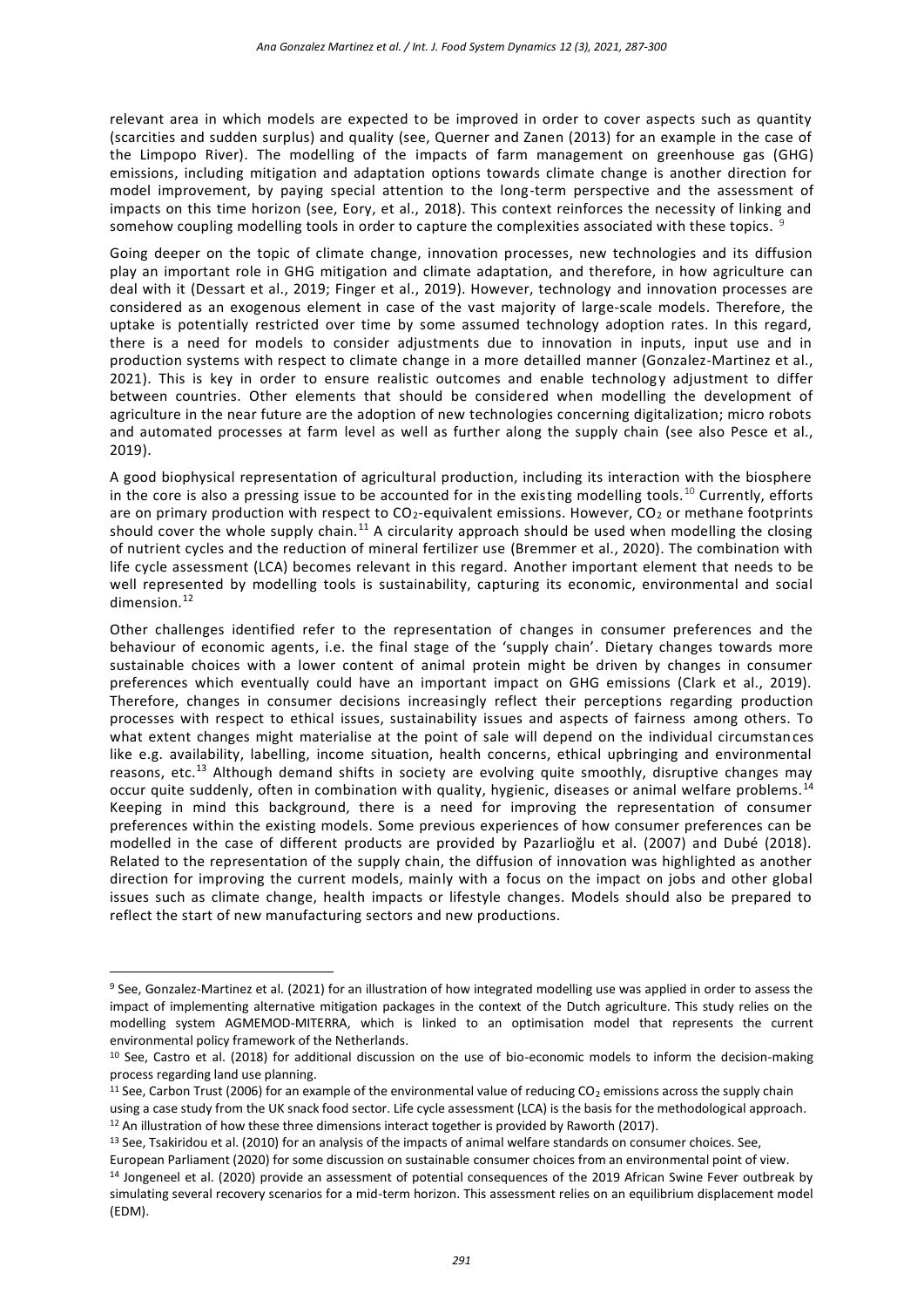relevant area in which models are expected to be improved in order to cover aspects such as quantity (scarcities and sudden surplus) and quality (see, Querner and Zanen (2013) for an example in the case of the Limpopo River). The modelling of the impacts of farm management on greenhouse gas (GHG) emissions, including mitigation and adaptation options towards climate change is another direction for model improvement, by paying special attention to the long-term perspective and the assessment of impacts on this time horizon (see, Eory, et al., 2018). This context reinforces the necessity of linking and somehow coupling modelling tools in order to capture the complexities associated with these topics. [9]

Going deeper on the topic of climate change, innovation processes, new technologies and its diffusion play an important role in GHG mitigation and climate adaptation, and therefore, in how agriculture can deal with it (Dessart et al., 2019; Finger et al., 2019). However, technology and innovation processes are considered as an exogenous element in case of the vast majority of large-scale models. Therefore, the uptake is potentially restricted over time by some assumed technology adoption rates. In this regard, there is a need for models to consider adjustments due to innovation in inputs, input use and in production systems with respect to climate change in a more detailled manner (Gonzalez-Martinez et al., 2021). This is key in order to ensure realistic outcomes and enable technology adjustment to differ between countries. Other elements that should be considered when modelling the development of agriculture in the near future are the adoption of new technologies concerning digitalization; micro robots and automated processes at farm level as well as further along the supply chain (see also Pesce et al., 2019).

A good biophysical representation of agricultural production, including its interaction with the biosphere in the core is also a pressing issue to be accounted for in the existing modelling tools.[10] Currently, efforts are on primary production with respect to $CO_2$-equivalent emissions. However, $CO_2$ or methane footprints should cover the whole supply chain.[11] A circularity approach should be used when modelling the closing of nutrient cycles and the reduction of mineral fertilizer use (Bremmer et al., 2020). The combination with life cycle assessment (LCA) becomes relevant in this regard. Another important element that needs to be well represented by modelling tools is sustainability, capturing its economic, environmental and social dimension.[12]

Other challenges identified refer to the representation of changes in consumer preferences and the behaviour of economic agents, i.e. the final stage of the 'supply chain'. Dietary changes towards more sustainable choices with a lower content of animal protein might be driven by changes in consumer preferences which eventually could have an important impact on GHG emissions (Clark et al., 2019). Therefore, changes in consumer decisions increasingly reflect their perceptions regarding production processes with respect to ethical issues, sustainability issues and aspects of fairness among others. To what extent changes might materialise at the point of sale will depend on the individual circumstances like e.g. availability, labelling, income situation, health concerns, ethical upbringing and environmental reasons, etc.[13] Although demand shifts in society are evolving quite smoothly, disruptive changes may occur quite suddenly, often in combination with quality, hygienic, diseases or animal welfare problems.[14] Keeping in mind this background, there is a need for improving the representation of consumer preferences within the existing models. Some previous experiences of how consumer preferences can be modelled in the case of different products are provided by Pazarlioğlu et al. (2007) and Dubé (2018). Related to the representation of the supply chain, the diffusion of innovation was highlighted as another direction for improving the current models, mainly with a focus on the impact on jobs and other global issues such as climate change, health impacts or lifestyle changes. Models should also be prepared to reflect the start of new manufacturing sectors and new productions.

---

[9] See, Gonzalez-Martinez et al. (2021) for an illustration of how integrated modelling use was applied in order to assess the impact of implementing alternative mitigation packages in the context of the Dutch agriculture. This study relies on the modelling system AGMEMOD-MITERRA, which is linked to an optimisation model that represents the current environmental policy framework of the Netherlands.

[10] See, Castro et al. (2018) for additional discussion on the use of bio-economic models to inform the decision-making process regarding land use planning.

[11] See, Carbon Trust (2006) for an example of the environmental value of reducing $CO_2$ emissions across the supply chain using a case study from the UK snack food sector. Life cycle assessment (LCA) is the basis for the methodological approach.

[12] An illustration of how these three dimensions interact together is provided by Raworth (2017).

[13] See, Tsakiridou et al. (2010) for an analysis of the impacts of animal welfare standards on consumer choices. See, European Parliament (2020) for some discussion on sustainable consumer choices from an environmental point of view.

[14] Jongeneel et al. (2020) provide an assessment of potential consequences of the 2019 African Swine Fever outbreak by simulating several recovery scenarios for a mid-term horizon. This assessment relies on an equilibrium displacement model (EDM).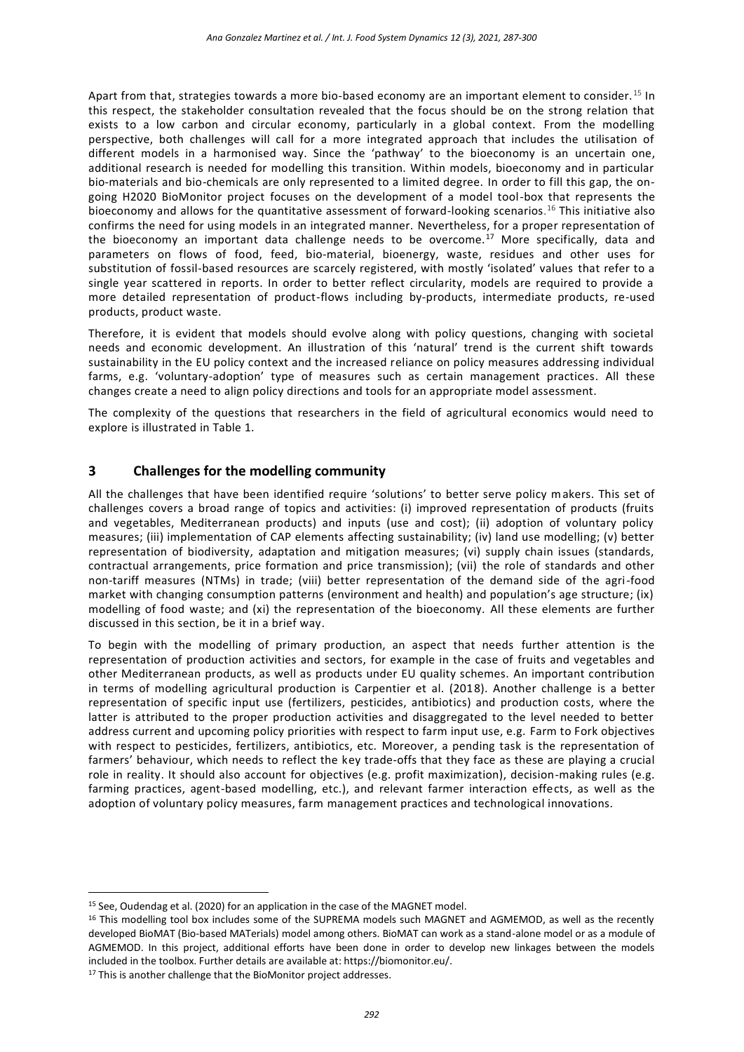Apart from that, strategies towards a more bio-based economy are an important element to consider.[15] In this respect, the stakeholder consultation revealed that the focus should be on the strong relation that exists to a low carbon and circular economy, particularly in a global context. From the modelling perspective, both challenges will call for a more integrated approach that includes the utilisation of different models in a harmonised way. Since the 'pathway' to the bioeconomy is an uncertain one, additional research is needed for modelling this transition. Within models, bioeconomy and in particular bio-materials and bio-chemicals are only represented to a limited degree. In order to fill this gap, the on-going H2020 BioMonitor project focuses on the development of a model tool-box that represents the bioeconomy and allows for the quantitative assessment of forward-looking scenarios.[16] This initiative also confirms the need for using models in an integrated manner. Nevertheless, for a proper representation of the bioeconomy an important data challenge needs to be overcome.[17] More specifically, data and parameters on flows of food, feed, bio-material, bioenergy, waste, residues and other uses for substitution of fossil-based resources are scarcely registered, with mostly 'isolated' values that refer to a single year scattered in reports. In order to better reflect circularity, models are required to provide a more detailed representation of product-flows including by-products, intermediate products, re-used products, product waste.

Therefore, it is evident that models should evolve along with policy questions, changing with societal needs and economic development. An illustration of this 'natural' trend is the current shift towards sustainability in the EU policy context and the increased reliance on policy measures addressing individual farms, e.g. 'voluntary-adoption' type of measures such as certain management practices. All these changes create a need to align policy directions and tools for an appropriate model assessment.

The complexity of the questions that researchers in the field of agricultural economics would need to explore is illustrated in Table 1.

## 3 Challenges for the modelling community

All the challenges that have been identified require 'solutions' to better serve policy makers. This set of challenges covers a broad range of topics and activities: (i) improved representation of products (fruits and vegetables, Mediterranean products) and inputs (use and cost); (ii) adoption of voluntary policy measures; (iii) implementation of CAP elements affecting sustainability; (iv) land use modelling; (v) better representation of biodiversity, adaptation and mitigation measures; (vi) supply chain issues (standards, contractual arrangements, price formation and price transmission); (vii) the role of standards and other non-tariff measures (NTMs) in trade; (viii) better representation of the demand side of the agri-food market with changing consumption patterns (environment and health) and population's age structure; (ix) modelling of food waste; and (xi) the representation of the bioeconomy. All these elements are further discussed in this section, be it in a brief way.

To begin with the modelling of primary production, an aspect that needs further attention is the representation of production activities and sectors, for example in the case of fruits and vegetables and other Mediterranean products, as well as products under EU quality schemes. An important contribution in terms of modelling agricultural production is Carpentier et al. (2018). Another challenge is a better representation of specific input use (fertilizers, pesticides, antibiotics) and production costs, where the latter is attributed to the proper production activities and disaggregated to the level needed to better address current and upcoming policy priorities with respect to farm input use, e.g. Farm to Fork objectives with respect to pesticides, fertilizers, antibiotics, etc. Moreover, a pending task is the representation of farmers' behaviour, which needs to reflect the key trade-offs that they face as these are playing a crucial role in reality. It should also account for objectives (e.g. profit maximization), decision-making rules (e.g. farming practices, agent-based modelling, etc.), and relevant farmer interaction effects, as well as the adoption of voluntary policy measures, farm management practices and technological innovations.

---

[15] See, Oudendag et al. (2020) for an application in the case of the MAGNET model.

[16] This modelling tool box includes some of the SUPREMA models such MAGNET and AGMEMOD, as well as the recently developed BioMAT (Bio-based MATerials) model among others. BioMAT can work as a stand-alone model or as a module of AGMEMOD. In this project, additional efforts have been done in order to develop new linkages between the models included in the toolbox. Further details are available at: https://biomonitor.eu/.

[17] This is another challenge that the BioMonitor project addresses.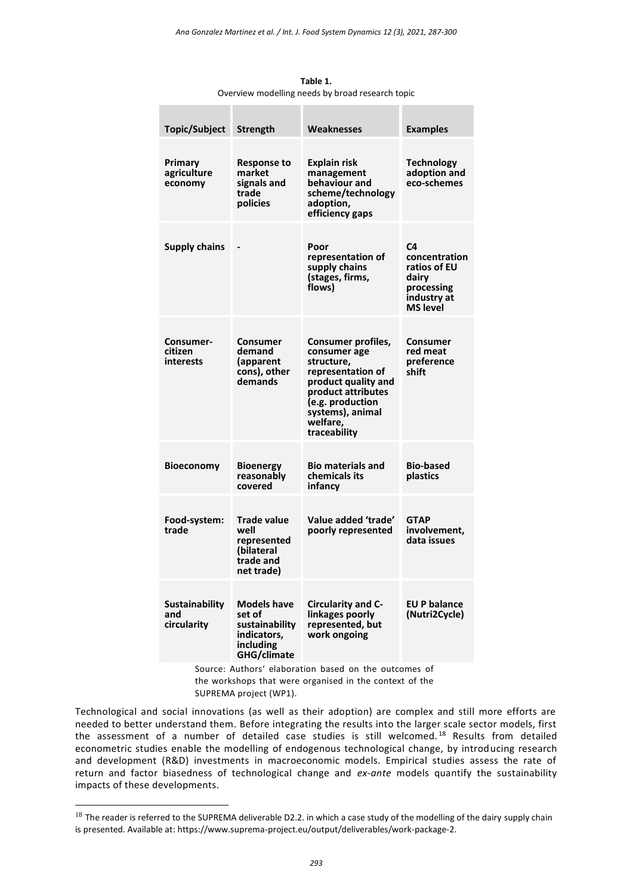**Table 1.**
Overview modelling needs by broad research topic

| Topic/Subject | Strength | Weaknesses | Examples |
|---|---|---|---|
| **Primary agriculture economy** | **Response to market signals and trade policies** | **Explain risk management behaviour and scheme/technology adoption, efficiency gaps** | **Technology adoption and eco-schemes** |
| **Supply chains** | **-** | **Poor representation of supply chains (stages, firms, flows)** | **C4 concentration ratios of EU dairy processing industry at MS level** |
| **Consumer-citizen interests** | **Consumer demand (apparent cons), other demands** | **Consumer profiles, consumer age structure, representation of product quality and product attributes (e.g. production systems), animal welfare, traceability** | **Consumer red meat preference shift** |
| **Bioeconomy** | **Bioenergy reasonably covered** | **Bio materials and chemicals its infancy** | **Bio-based plastics** |
| **Food-system: trade** | **Trade value well represented (bilateral trade and net trade)** | **Value added 'trade' poorly represented** | **GTAP involvement, data issues** |
| **Sustainability and circularity** | **Models have set of sustainability indicators, including GHG/climate** | **Circularity and C-linkages poorly represented, but work ongoing** | **EU P balance (Nutri2Cycle)** |

Source: Authors' elaboration based on the outcomes of the workshops that were organised in the context of the SUPREMA project (WP1).

Technological and social innovations (as well as their adoption) are complex and still more efforts are needed to better understand them. Before integrating the results into the larger scale sector models, first the assessment of a number of detailed case studies is still welcomed.[18] Results from detailed econometric studies enable the modelling of endogenous technological change, by introducing research and development (R&D) investments in macroeconomic models. Empirical studies assess the rate of return and factor biasedness of technological change and *ex-ante* models quantify the sustainability impacts of these developments.

[18] The reader is referred to the SUPREMA deliverable D2.2. in which a case study of the modelling of the dairy supply chain is presented. Available at: https://www.suprema-project.eu/output/deliverables/work-package-2.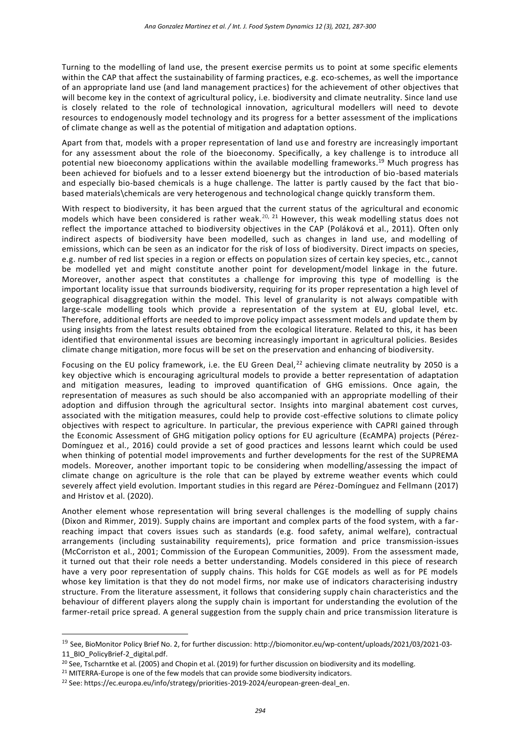Turning to the modelling of land use, the present exercise permits us to point at some specific elements within the CAP that affect the sustainability of farming practices, e.g. eco-schemes, as well the importance of an appropriate land use (and land management practices) for the achievement of other objectives that will become key in the context of agricultural policy, i.e. biodiversity and climate neutrality. Since land use is closely related to the role of technological innovation, agricultural modellers will need to devote resources to endogenously model technology and its progress for a better assessment of the implications of climate change as well as the potential of mitigation and adaptation options.

Apart from that, models with a proper representation of land use and forestry are increasingly important for any assessment about the role of the bioeconomy. Specifically, a key challenge is to introduce all potential new bioeconomy applications within the available modelling frameworks.[19] Much progress has been achieved for biofuels and to a lesser extend bioenergy but the introduction of bio-based materials and especially bio-based chemicals is a huge challenge. The latter is partly caused by the fact that bio-based materials\chemicals are very heterogenous and technological change quickly transform them.

With respect to biodiversity, it has been argued that the current status of the agricultural and economic models which have been considered is rather weak.[20, 21] However, this weak modelling status does not reflect the importance attached to biodiversity objectives in the CAP (Poláková et al., 2011). Often only indirect aspects of biodiversity have been modelled, such as changes in land use, and modelling of emissions, which can be seen as an indicator for the risk of loss of biodiversity. Direct impacts on species, e.g. number of red list species in a region or effects on population sizes of certain key species, etc., cannot be modelled yet and might constitute another point for development/model linkage in the future. Moreover, another aspect that constitutes a challenge for improving this type of modelling is the important locality issue that surrounds biodiversity, requiring for its proper representation a high level of geographical disaggregation within the model. This level of granularity is not always compatible with large-scale modelling tools which provide a representation of the system at EU, global level, etc. Therefore, additional efforts are needed to improve policy impact assessment models and update them by using insights from the latest results obtained from the ecological literature. Related to this, it has been identified that environmental issues are becoming increasingly important in agricultural policies. Besides climate change mitigation, more focus will be set on the preservation and enhancing of biodiversity.

Focusing on the EU policy framework, i.e. the EU Green Deal,[22] achieving climate neutrality by 2050 is a key objective which is encouraging agricultural models to provide a better representation of adaptation and mitigation measures, leading to improved quantification of GHG emissions. Once again, the representation of measures as such should be also accompanied with an appropriate modelling of their adoption and diffusion through the agricultural sector. Insights into marginal abatement cost curves, associated with the mitigation measures, could help to provide cost-effective solutions to climate policy objectives with respect to agriculture. In particular, the previous experience with CAPRI gained through the Economic Assessment of GHG mitigation policy options for EU agriculture (EcAMPA) projects (Pérez-Domínguez et al., 2016) could provide a set of good practices and lessons learnt which could be used when thinking of potential model improvements and further developments for the rest of the SUPREMA models. Moreover, another important topic to be considering when modelling/assessing the impact of climate change on agriculture is the role that can be played by extreme weather events which could severely affect yield evolution. Important studies in this regard are Pérez-Domínguez and Fellmann (2017) and Hristov et al. (2020).

Another element whose representation will bring several challenges is the modelling of supply chains (Dixon and Rimmer, 2019). Supply chains are important and complex parts of the food system, with a far-reaching impact that covers issues such as standards (e.g. food safety, animal welfare), contractual arrangements (including sustainability requirements), price formation and price transmission-issues (McCorriston et al., 2001; Commission of the European Communities, 2009). From the assessment made, it turned out that their role needs a better understanding. Models considered in this piece of research have a very poor representation of supply chains. This holds for CGE models as well as for PE models whose key limitation is that they do not model firms, nor make use of indicators characterising industry structure. From the literature assessment, it follows that considering supply chain characteristics and the behaviour of different players along the supply chain is important for understanding the evolution of the farmer-retail price spread. A general suggestion from the supply chain and price transmission literature is

[19] See, BioMonitor Policy Brief No. 2, for further discussion: http://biomonitor.eu/wp-content/uploads/2021/03/2021-03-11_BIO_PolicyBrief-2_digital.pdf.

[20] See, Tscharntke et al. (2005) and Chopin et al. (2019) for further discussion on biodiversity and its modelling.

[21] MITERRA-Europe is one of the few models that can provide some biodiversity indicators.

[22] See: https://ec.europa.eu/info/strategy/priorities-2019-2024/european-green-deal_en.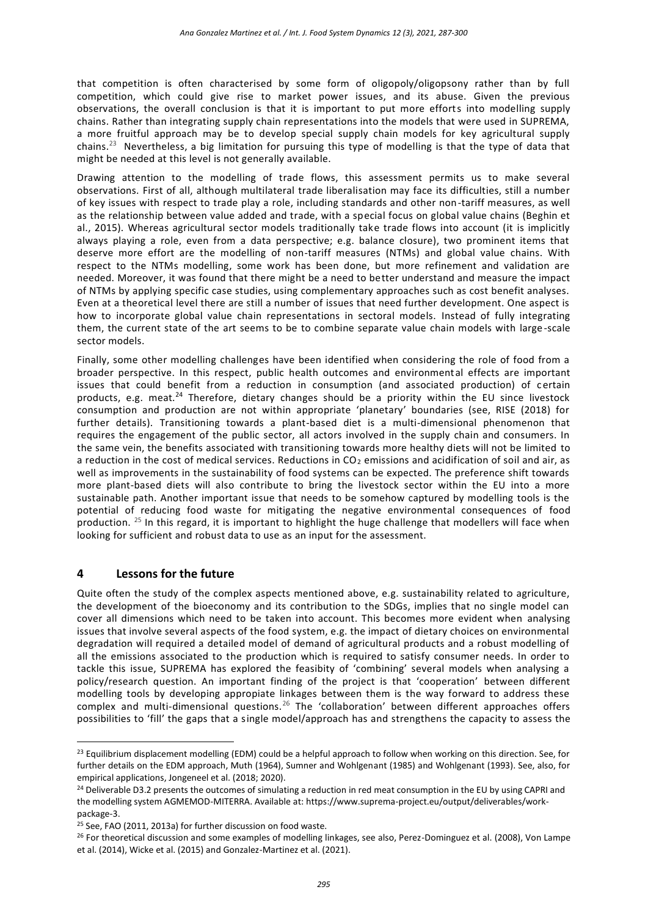that competition is often characterised by some form of oligopoly/oligopsony rather than by full competition, which could give rise to market power issues, and its abuse. Given the previous observations, the overall conclusion is that it is important to put more efforts into modelling supply chains. Rather than integrating supply chain representations into the models that were used in SUPREMA, a more fruitful approach may be to develop special supply chain models for key agricultural supply chains.[23] Nevertheless, a big limitation for pursuing this type of modelling is that the type of data that might be needed at this level is not generally available.

Drawing attention to the modelling of trade flows, this assessment permits us to make several observations. First of all, although multilateral trade liberalisation may face its difficulties, still a number of key issues with respect to trade play a role, including standards and other non-tariff measures, as well as the relationship between value added and trade, with a special focus on global value chains (Beghin et al., 2015). Whereas agricultural sector models traditionally take trade flows into account (it is implicitly always playing a role, even from a data perspective; e.g. balance closure), two prominent items that deserve more effort are the modelling of non-tariff measures (NTMs) and global value chains. With respect to the NTMs modelling, some work has been done, but more refinement and validation are needed. Moreover, it was found that there might be a need to better understand and measure the impact of NTMs by applying specific case studies, using complementary approaches such as cost benefit analyses. Even at a theoretical level there are still a number of issues that need further development. One aspect is how to incorporate global value chain representations in sectoral models. Instead of fully integrating them, the current state of the art seems to be to combine separate value chain models with large-scale sector models.

Finally, some other modelling challenges have been identified when considering the role of food from a broader perspective. In this respect, public health outcomes and environmental effects are important issues that could benefit from a reduction in consumption (and associated production) of certain products, e.g. meat.[24] Therefore, dietary changes should be a priority within the EU since livestock consumption and production are not within appropriate 'planetary' boundaries (see, RISE (2018) for further details). Transitioning towards a plant-based diet is a multi-dimensional phenomenon that requires the engagement of the public sector, all actors involved in the supply chain and consumers. In the same vein, the benefits associated with transitioning towards more healthy diets will not be limited to a reduction in the cost of medical services. Reductions in $CO_2$ emissions and acidification of soil and air, as well as improvements in the sustainability of food systems can be expected. The preference shift towards more plant-based diets will also contribute to bring the livestock sector within the EU into a more sustainable path. Another important issue that needs to be somehow captured by modelling tools is the potential of reducing food waste for mitigating the negative environmental consequences of food production. [25] In this regard, it is important to highlight the huge challenge that modellers will face when looking for sufficient and robust data to use as an input for the assessment.

## 4 Lessons for the future

Quite often the study of the complex aspects mentioned above, e.g. sustainability related to agriculture, the development of the bioeconomy and its contribution to the SDGs, implies that no single model can cover all dimensions which need to be taken into account. This becomes more evident when analysing issues that involve several aspects of the food system, e.g. the impact of dietary choices on environmental degradation will required a detailed model of demand of agricultural products and a robust modelling of all the emissions associated to the production which is required to satisfy consumer needs. In order to tackle this issue, SUPREMA has explored the feasibity of 'combining' several models when analysing a policy/research question. An important finding of the project is that 'cooperation' between different modelling tools by developing appopriate linkages between them is the way forward to address these complex and multi-dimensional questions.[26] The 'collaboration' between different approaches offers possibilities to 'fill' the gaps that a single model/approach has and strengthens the capacity to assess the

---

[23] Equilibrium displacement modelling (EDM) could be a helpful approach to follow when working on this direction. See, for further details on the EDM approach, Muth (1964), Sumner and Wohlgenant (1985) and Wohlgenant (1993). See, also, for empirical applications, Jongeneel et al. (2018; 2020).

[24] Deliverable D3.2 presents the outcomes of simulating a reduction in red meat consumption in the EU by using CAPRI and the modelling system AGMEMOD-MITERRA. Available at: https://www.suprema-project.eu/output/deliverables/work-package-3.

[25] See, FAO (2011, 2013a) for further discussion on food waste.

[26] For theoretical discussion and some examples of modelling linkages, see also, Perez-Dominguez et al. (2008), Von Lampe et al. (2014), Wicke et al. (2015) and Gonzalez-Martinez et al. (2021).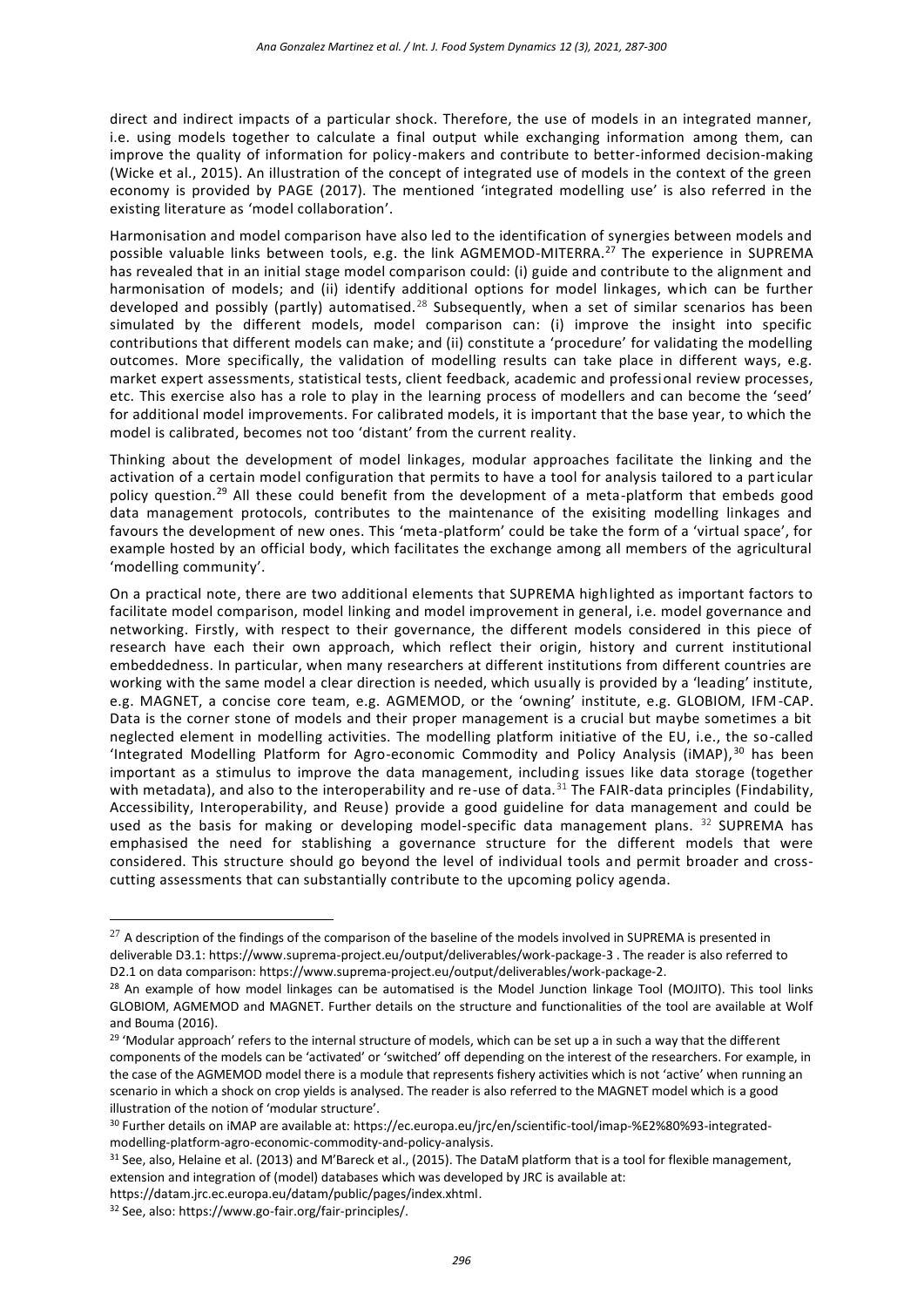direct and indirect impacts of a particular shock. Therefore, the use of models in an integrated manner, i.e. using models together to calculate a final output while exchanging information among them, can improve the quality of information for policy-makers and contribute to better-informed decision-making (Wicke et al., 2015). An illustration of the concept of integrated use of models in the context of the green economy is provided by PAGE (2017). The mentioned 'integrated modelling use' is also referred in the existing literature as 'model collaboration'.

Harmonisation and model comparison have also led to the identification of synergies between models and possible valuable links between tools, e.g. the link AGMEMOD-MITERRA.[27] The experience in SUPREMA has revealed that in an initial stage model comparison could: (i) guide and contribute to the alignment and harmonisation of models; and (ii) identify additional options for model linkages, which can be further developed and possibly (partly) automatised.[28] Subsequently, when a set of similar scenarios has been simulated by the different models, model comparison can: (i) improve the insight into specific contributions that different models can make; and (ii) constitute a 'procedure' for validating the modelling outcomes. More specifically, the validation of modelling results can take place in different ways, e.g. market expert assessments, statistical tests, client feedback, academic and professional review processes, etc. This exercise also has a role to play in the learning process of modellers and can become the 'seed' for additional model improvements. For calibrated models, it is important that the base year, to which the model is calibrated, becomes not too 'distant' from the current reality.

Thinking about the development of model linkages, modular approaches facilitate the linking and the activation of a certain model configuration that permits to have a tool for analysis tailored to a particular policy question.[29] All these could benefit from the development of a meta-platform that embeds good data management protocols, contributes to the maintenance of the exisiting modelling linkages and favours the development of new ones. This 'meta-platform' could be take the form of a 'virtual space', for example hosted by an official body, which facilitates the exchange among all members of the agricultural 'modelling community'.

On a practical note, there are two additional elements that SUPREMA highlighted as important factors to facilitate model comparison, model linking and model improvement in general, i.e. model governance and networking. Firstly, with respect to their governance, the different models considered in this piece of research have each their own approach, which reflect their origin, history and current institutional embeddedness. In particular, when many researchers at different institutions from different countries are working with the same model a clear direction is needed, which usually is provided by a 'leading' institute, e.g. MAGNET, a concise core team, e.g. AGMEMOD, or the 'owning' institute, e.g. GLOBIOM, IFM-CAP. Data is the corner stone of models and their proper management is a crucial but maybe sometimes a bit neglected element in modelling activities. The modelling platform initiative of the EU, i.e., the so-called 'Integrated Modelling Platform for Agro-economic Commodity and Policy Analysis (iMAP),[30] has been important as a stimulus to improve the data management, including issues like data storage (together with metadata), and also to the interoperability and re-use of data.[31] The FAIR-data principles (Findability, Accessibility, Interoperability, and Reuse) provide a good guideline for data management and could be used as the basis for making or developing model-specific data management plans.[32] SUPREMA has emphasised the need for stablishing a governance structure for the different models that were considered. This structure should go beyond the level of individual tools and permit broader and cross-cutting assessments that can substantially contribute to the upcoming policy agenda.

---

[27] A description of the findings of the comparison of the baseline of the models involved in SUPREMA is presented in deliverable D3.1: https://www.suprema-project.eu/output/deliverables/work-package-3 . The reader is also referred to D2.1 on data comparison: https://www.suprema-project.eu/output/deliverables/work-package-2.

[28] An example of how model linkages can be automatised is the Model Junction linkage Tool (MOJITO). This tool links GLOBIOM, AGMEMOD and MAGNET. Further details on the structure and functionalities of the tool are available at Wolf and Bouma (2016).

[29] 'Modular approach' refers to the internal structure of models, which can be set up a in such a way that the different components of the models can be 'activated' or 'switched' off depending on the interest of the researchers. For example, in the case of the AGMEMOD model there is a module that represents fishery activities which is not 'active' when running an scenario in which a shock on crop yields is analysed. The reader is also referred to the MAGNET model which is a good illustration of the notion of 'modular structure'.

[30] Further details on iMAP are available at: https://ec.europa.eu/jrc/en/scientific-tool/imap-%E2%80%93-integrated-modelling-platform-agro-economic-commodity-and-policy-analysis.

[31] See, also, Helaine et al. (2013) and M'Bareck et al., (2015). The DataM platform that is a tool for flexible management, extension and integration of (model) databases which was developed by JRC is available at: https://datam.jrc.ec.europa.eu/datam/public/pages/index.xhtml.

[32] See, also: https://www.go-fair.org/fair-principles/.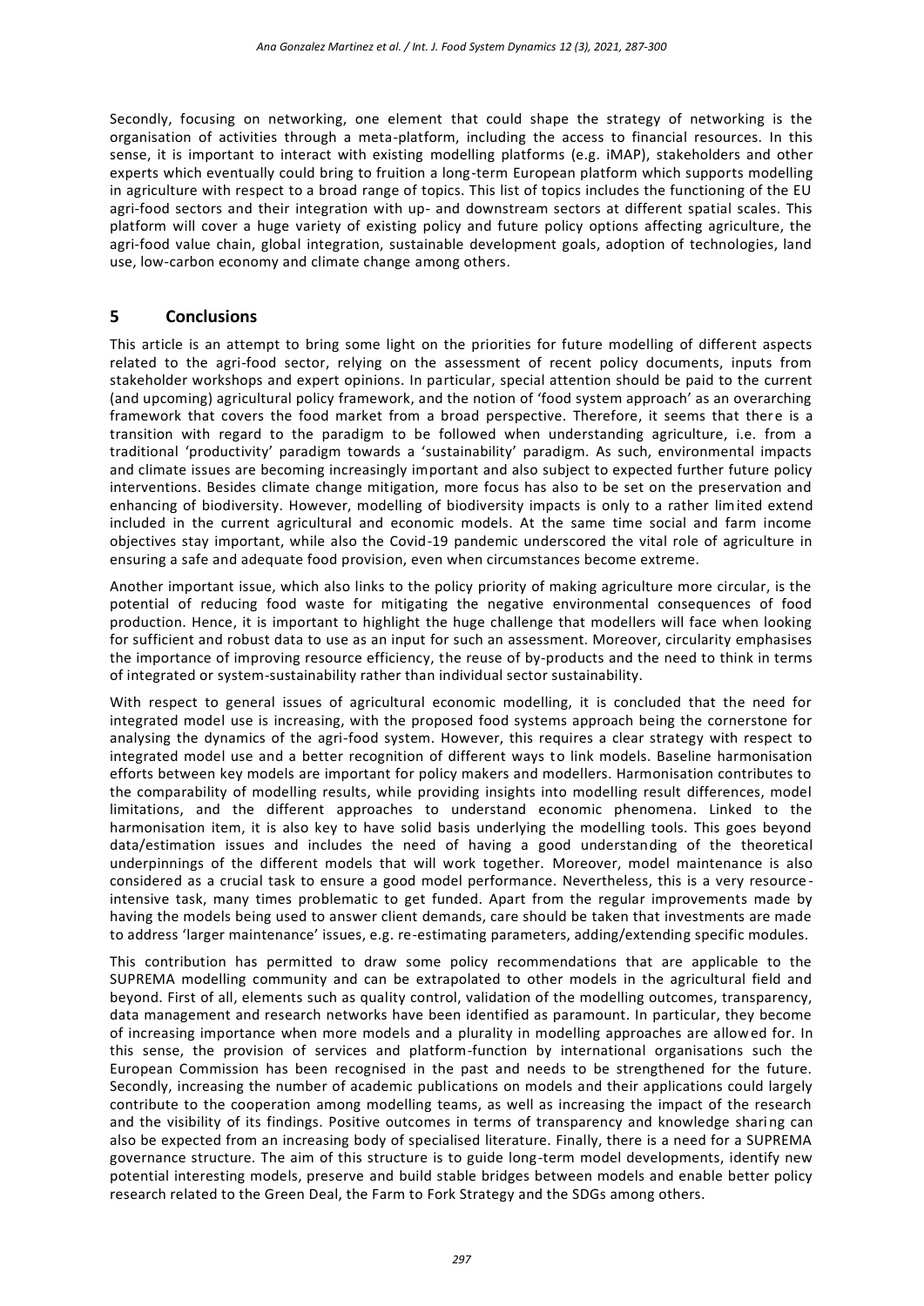Secondly, focusing on networking, one element that could shape the strategy of networking is the organisation of activities through a meta-platform, including the access to financial resources. In this sense, it is important to interact with existing modelling platforms (e.g. iMAP), stakeholders and other experts which eventually could bring to fruition a long-term European platform which supports modelling in agriculture with respect to a broad range of topics. This list of topics includes the functioning of the EU agri-food sectors and their integration with up- and downstream sectors at different spatial scales. This platform will cover a huge variety of existing policy and future policy options affecting agriculture, the agri-food value chain, global integration, sustainable development goals, adoption of technologies, land use, low-carbon economy and climate change among others.

## 5 Conclusions

This article is an attempt to bring some light on the priorities for future modelling of different aspects related to the agri-food sector, relying on the assessment of recent policy documents, inputs from stakeholder workshops and expert opinions. In particular, special attention should be paid to the current (and upcoming) agricultural policy framework, and the notion of 'food system approach' as an overarching framework that covers the food market from a broad perspective. Therefore, it seems that there is a transition with regard to the paradigm to be followed when understanding agriculture, i.e. from a traditional 'productivity' paradigm towards a 'sustainability' paradigm. As such, environmental impacts and climate issues are becoming increasingly important and also subject to expected further future policy interventions. Besides climate change mitigation, more focus has also to be set on the preservation and enhancing of biodiversity. However, modelling of biodiversity impacts is only to a rather limited extend included in the current agricultural and economic models. At the same time social and farm income objectives stay important, while also the Covid-19 pandemic underscored the vital role of agriculture in ensuring a safe and adequate food provision, even when circumstances become extreme.

Another important issue, which also links to the policy priority of making agriculture more circular, is the potential of reducing food waste for mitigating the negative environmental consequences of food production. Hence, it is important to highlight the huge challenge that modellers will face when looking for sufficient and robust data to use as an input for such an assessment. Moreover, circularity emphasises the importance of improving resource efficiency, the reuse of by-products and the need to think in terms of integrated or system-sustainability rather than individual sector sustainability.

With respect to general issues of agricultural economic modelling, it is concluded that the need for integrated model use is increasing, with the proposed food systems approach being the cornerstone for analysing the dynamics of the agri-food system. However, this requires a clear strategy with respect to integrated model use and a better recognition of different ways to link models. Baseline harmonisation efforts between key models are important for policy makers and modellers. Harmonisation contributes to the comparability of modelling results, while providing insights into modelling result differences, model limitations, and the different approaches to understand economic phenomena. Linked to the harmonisation item, it is also key to have solid basis underlying the modelling tools. This goes beyond data/estimation issues and includes the need of having a good understanding of the theoretical underpinnings of the different models that will work together. Moreover, model maintenance is also considered as a crucial task to ensure a good model performance. Nevertheless, this is a very resource-intensive task, many times problematic to get funded. Apart from the regular improvements made by having the models being used to answer client demands, care should be taken that investments are made to address 'larger maintenance' issues, e.g. re-estimating parameters, adding/extending specific modules.

This contribution has permitted to draw some policy recommendations that are applicable to the SUPREMA modelling community and can be extrapolated to other models in the agricultural field and beyond. First of all, elements such as quality control, validation of the modelling outcomes, transparency, data management and research networks have been identified as paramount. In particular, they become of increasing importance when more models and a plurality in modelling approaches are allowed for. In this sense, the provision of services and platform-function by international organisations such the European Commission has been recognised in the past and needs to be strengthened for the future. Secondly, increasing the number of academic publications on models and their applications could largely contribute to the cooperation among modelling teams, as well as increasing the impact of the research and the visibility of its findings. Positive outcomes in terms of transparency and knowledge sharing can also be expected from an increasing body of specialised literature. Finally, there is a need for a SUPREMA governance structure. The aim of this structure is to guide long-term model developments, identify new potential interesting models, preserve and build stable bridges between models and enable better policy research related to the Green Deal, the Farm to Fork Strategy and the SDGs among others.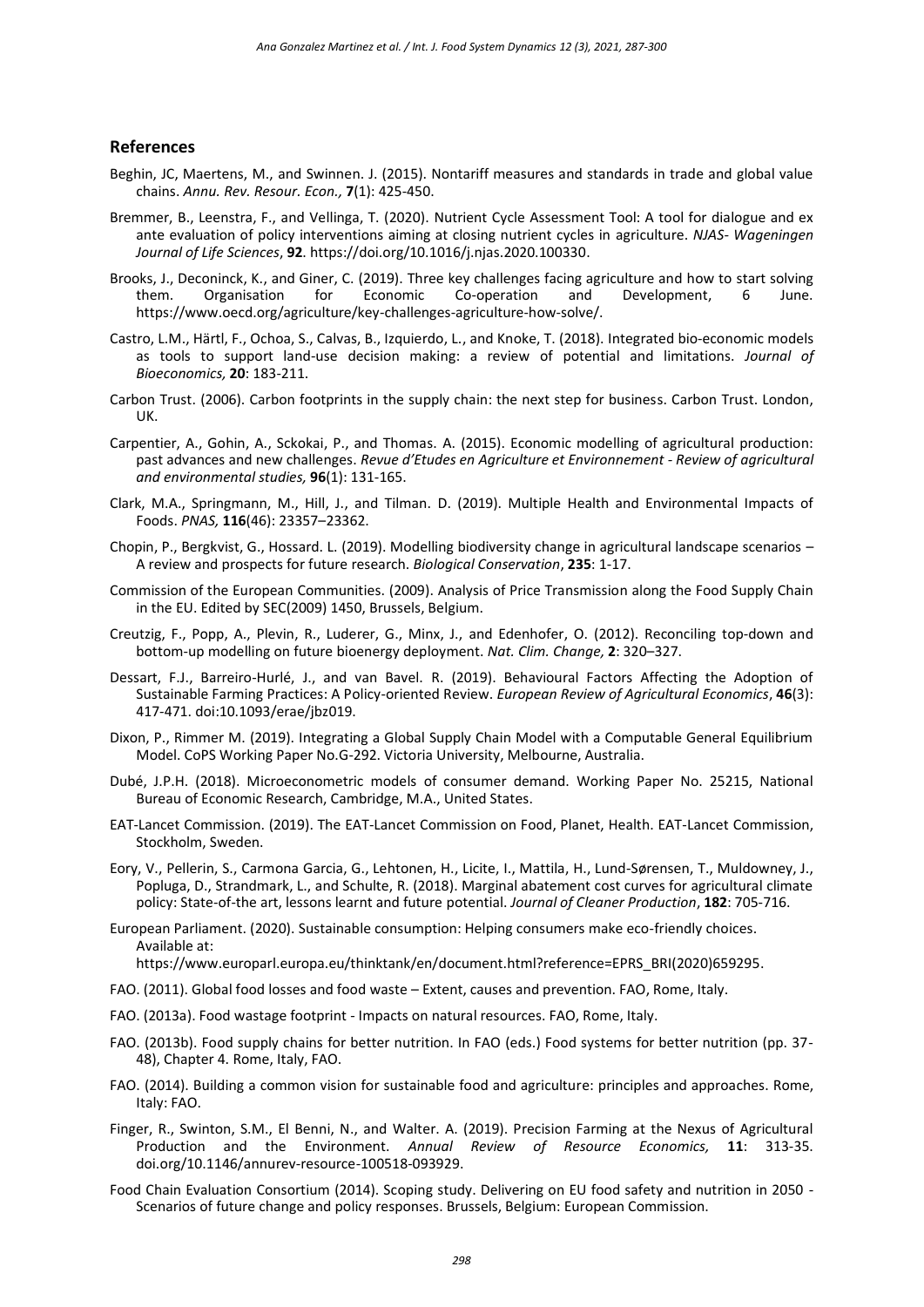## References

Beghin, JC, Maertens, M., and Swinnen. J. (2015). Nontariff measures and standards in trade and global value chains. *Annu. Rev. Resour. Econ.,* **7**(1): 425-450.

Bremmer, B., Leenstra, F., and Vellinga, T. (2020). Nutrient Cycle Assessment Tool: A tool for dialogue and ex ante evaluation of policy interventions aiming at closing nutrient cycles in agriculture. *NJAS- Wageningen Journal of Life Sciences*, **92**. https://doi.org/10.1016/j.njas.2020.100330.

Brooks, J., Deconinck, K., and Giner, C. (2019). Three key challenges facing agriculture and how to start solving them. Organisation for Economic Co-operation and Development, 6 June. https://www.oecd.org/agriculture/key-challenges-agriculture-how-solve/.

Castro, L.M., Härtl, F., Ochoa, S., Calvas, B., Izquierdo, L., and Knoke, T. (2018). Integrated bio-economic models as tools to support land-use decision making: a review of potential and limitations. *Journal of Bioeconomics,* **20**: 183-211.

Carbon Trust. (2006). Carbon footprints in the supply chain: the next step for business. Carbon Trust. London, UK.

Carpentier, A., Gohin, A., Sckokai, P., and Thomas. A. (2015). Economic modelling of agricultural production: past advances and new challenges. *Revue d'Etudes en Agriculture et Environnement - Review of agricultural and environmental studies,* **96**(1): 131-165.

Clark, M.A., Springmann, M., Hill, J., and Tilman. D. (2019). Multiple Health and Environmental Impacts of Foods. *PNAS,* **116**(46): 23357–23362.

Chopin, P., Bergkvist, G., Hossard. L. (2019). Modelling biodiversity change in agricultural landscape scenarios – A review and prospects for future research. *Biological Conservation*, **235**: 1-17.

Commission of the European Communities. (2009). Analysis of Price Transmission along the Food Supply Chain in the EU. Edited by SEC(2009) 1450, Brussels, Belgium.

Creutzig, F., Popp, A., Plevin, R., Luderer, G., Minx, J., and Edenhofer, O. (2012). Reconciling top-down and bottom-up modelling on future bioenergy deployment. *Nat. Clim. Change,* **2**: 320–327.

Dessart, F.J., Barreiro-Hurlé, J., and van Bavel. R. (2019). Behavioural Factors Affecting the Adoption of Sustainable Farming Practices: A Policy-oriented Review. *European Review of Agricultural Economics*, **46**(3): 417-471. doi:10.1093/erae/jbz019.

Dixon, P., Rimmer M. (2019). Integrating a Global Supply Chain Model with a Computable General Equilibrium Model. CoPS Working Paper No.G-292. Victoria University, Melbourne, Australia.

Dubé, J.P.H. (2018). Microeconometric models of consumer demand. Working Paper No. 25215, National Bureau of Economic Research, Cambridge, M.A., United States.

EAT-Lancet Commission. (2019). The EAT-Lancet Commission on Food, Planet, Health. EAT-Lancet Commission, Stockholm, Sweden.

Eory, V., Pellerin, S., Carmona Garcia, G., Lehtonen, H., Licite, I., Mattila, H., Lund-Sørensen, T., Muldowney, J., Popluga, D., Strandmark, L., and Schulte, R. (2018). Marginal abatement cost curves for agricultural climate policy: State-of-the art, lessons learnt and future potential. *Journal of Cleaner Production*, **182**: 705-716.

European Parliament. (2020). Sustainable consumption: Helping consumers make eco-friendly choices. Available at: https://www.europarl.europa.eu/thinktank/en/document.html?reference=EPRS_BRI(2020)659295.

FAO. (2011). Global food losses and food waste – Extent, causes and prevention. FAO, Rome, Italy.

FAO. (2013a). Food wastage footprint - Impacts on natural resources. FAO, Rome, Italy.

FAO. (2013b). Food supply chains for better nutrition. In FAO (eds.) Food systems for better nutrition (pp. 37-48), Chapter 4. Rome, Italy, FAO.

FAO. (2014). Building a common vision for sustainable food and agriculture: principles and approaches. Rome, Italy: FAO.

Finger, R., Swinton, S.M., El Benni, N., and Walter. A. (2019). Precision Farming at the Nexus of Agricultural Production and the Environment. *Annual Review of Resource Economics,* **11**: 313-35. doi.org/10.1146/annurev-resource-100518-093929.

Food Chain Evaluation Consortium (2014). Scoping study. Delivering on EU food safety and nutrition in 2050 - Scenarios of future change and policy responses. Brussels, Belgium: European Commission.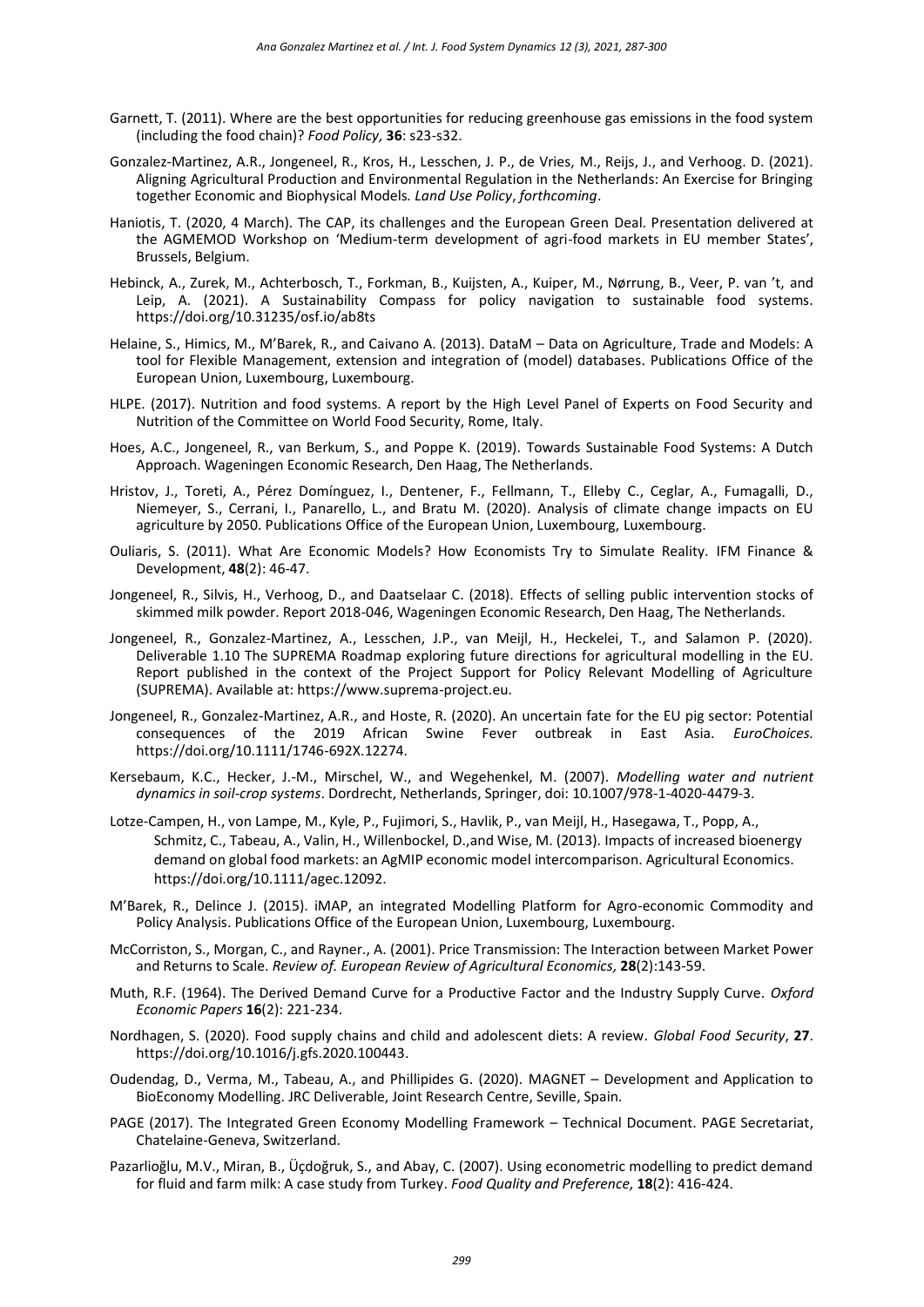Garnett, T. (2011). Where are the best opportunities for reducing greenhouse gas emissions in the food system (including the food chain)? *Food Policy,* **36**: s23-s32.

Gonzalez-Martinez, A.R., Jongeneel, R., Kros, H., Lesschen, J. P., de Vries, M., Reijs, J., and Verhoog. D. (2021). Aligning Agricultural Production and Environmental Regulation in the Netherlands: An Exercise for Bringing together Economic and Biophysical Models*. Land Use Policy*, *forthcoming*.

Haniotis, T. (2020, 4 March). The CAP, its challenges and the European Green Deal. Presentation delivered at the AGMEMOD Workshop on 'Medium-term development of agri-food markets in EU member States', Brussels, Belgium.

Hebinck, A., Zurek, M., Achterbosch, T., Forkman, B., Kuijsten, A., Kuiper, M., Nørrung, B., Veer, P. van 't, and Leip, A. (2021). A Sustainability Compass for policy navigation to sustainable food systems. https://doi.org/10.31235/osf.io/ab8ts

Helaine, S., Himics, M., M'Barek, R., and Caivano A. (2013). DataM – Data on Agriculture, Trade and Models: A tool for Flexible Management, extension and integration of (model) databases. Publications Office of the European Union, Luxembourg, Luxembourg.

HLPE. (2017). Nutrition and food systems. A report by the High Level Panel of Experts on Food Security and Nutrition of the Committee on World Food Security, Rome, Italy.

Hoes, A.C., Jongeneel, R., van Berkum, S., and Poppe K. (2019). Towards Sustainable Food Systems: A Dutch Approach. Wageningen Economic Research, Den Haag, The Netherlands.

Hristov, J., Toreti, A., Pérez Domínguez, I., Dentener, F., Fellmann, T., Elleby C., Ceglar, A., Fumagalli, D., Niemeyer, S., Cerrani, I., Panarello, L., and Bratu M. (2020). Analysis of climate change impacts on EU agriculture by 2050. Publications Office of the European Union, Luxembourg, Luxembourg.

Ouliaris, S. (2011). What Are Economic Models? How Economists Try to Simulate Reality. IFM Finance & Development, **48**(2): 46-47.

Jongeneel, R., Silvis, H., Verhoog, D., and Daatselaar C. (2018). Effects of selling public intervention stocks of skimmed milk powder. Report 2018-046, Wageningen Economic Research, Den Haag, The Netherlands.

Jongeneel, R., Gonzalez-Martinez, A., Lesschen, J.P., van Meijl, H., Heckelei, T., and Salamon P. (2020). Deliverable 1.10 The SUPREMA Roadmap exploring future directions for agricultural modelling in the EU. Report published in the context of the Project Support for Policy Relevant Modelling of Agriculture (SUPREMA). Available at: https://www.suprema-project.eu.

Jongeneel, R., Gonzalez-Martinez, A.R., and Hoste, R. (2020). An uncertain fate for the EU pig sector: Potential consequences of the 2019 African Swine Fever outbreak in East Asia. *EuroChoices.* https://doi.org/10.1111/1746-692X.12274.

Kersebaum, K.C., Hecker, J.-M., Mirschel, W., and Wegehenkel, M. (2007). *Modelling water and nutrient dynamics in soil-crop systems*. Dordrecht, Netherlands, Springer, doi: 10.1007/978-1-4020-4479-3.

Lotze-Campen, H., von Lampe, M., Kyle, P., Fujimori, S., Havlik, P., van Meijl, H., Hasegawa, T., Popp, A., Schmitz, C., Tabeau, A., Valin, H., Willenbockel, D.,and Wise, M. (2013). Impacts of increased bioenergy demand on global food markets: an AgMIP economic model intercomparison. Agricultural Economics. https://doi.org/10.1111/agec.12092.

M'Barek, R., Delince J. (2015). iMAP, an integrated Modelling Platform for Agro-economic Commodity and Policy Analysis. Publications Office of the European Union, Luxembourg, Luxembourg.

McCorriston, S., Morgan, C., and Rayner., A. (2001). Price Transmission: The Interaction between Market Power and Returns to Scale. *Review of. European Review of Agricultural Economics,* **28**(2):143-59.

Muth, R.F. (1964). The Derived Demand Curve for a Productive Factor and the Industry Supply Curve. *Oxford Economic Papers* **16**(2): 221-234.

Nordhagen, S. (2020). Food supply chains and child and adolescent diets: A review. *Global Food Security*, **27**. https://doi.org/10.1016/j.gfs.2020.100443.

Oudendag, D., Verma, M., Tabeau, A., and Phillipides G. (2020). MAGNET – Development and Application to BioEconomy Modelling. JRC Deliverable, Joint Research Centre, Seville, Spain.

PAGE (2017). The Integrated Green Economy Modelling Framework – Technical Document. PAGE Secretariat, Chatelaine-Geneva, Switzerland.

Pazarlioğlu, M.V., Miran, B., Üçdoğruk, S., and Abay, C. (2007). Using econometric modelling to predict demand for fluid and farm milk: A case study from Turkey. *Food Quality and Preference,* **18**(2): 416-424.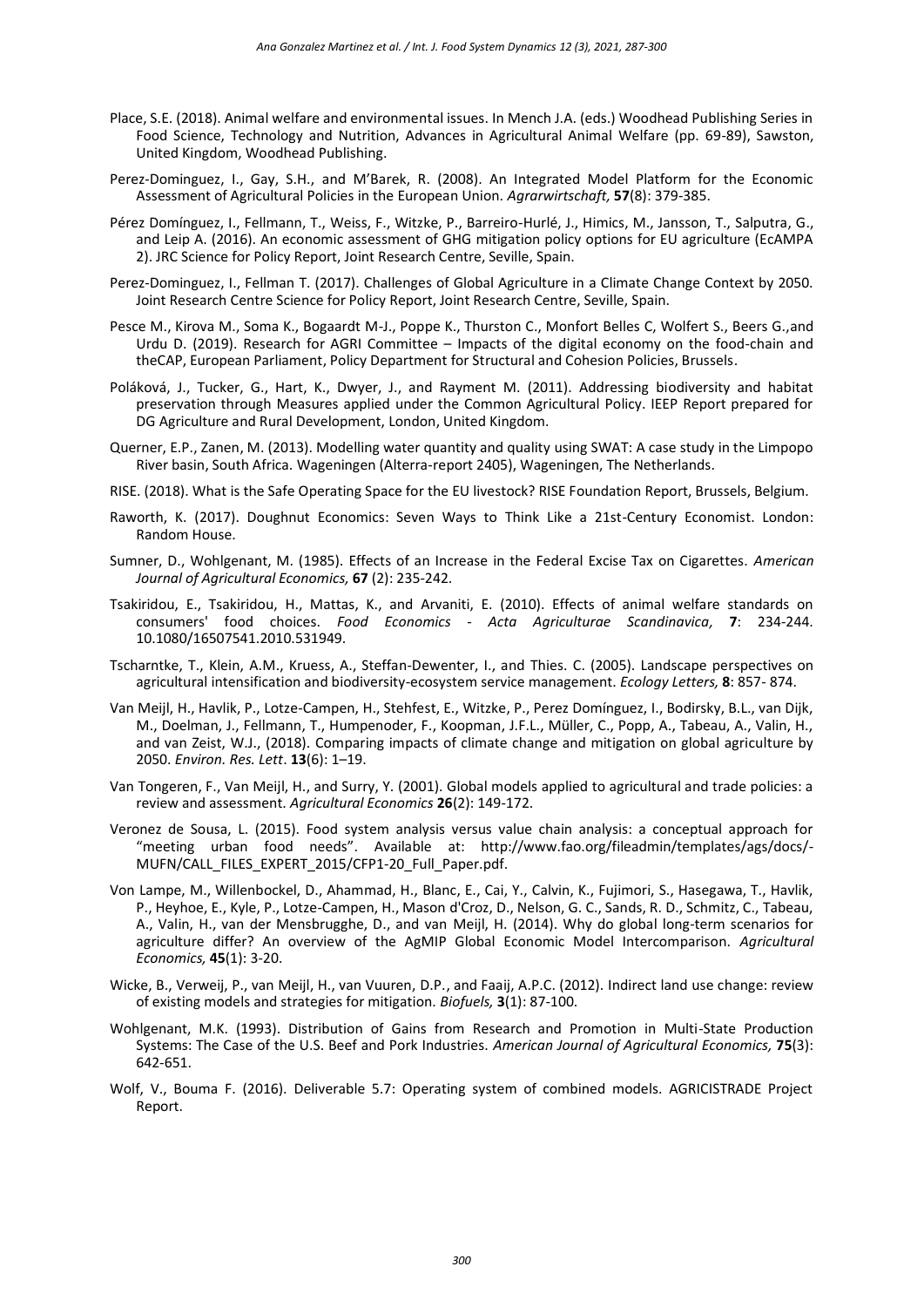Place, S.E. (2018). Animal welfare and environmental issues. In Mench J.A. (eds.) Woodhead Publishing Series in Food Science, Technology and Nutrition, Advances in Agricultural Animal Welfare (pp. 69-89), Sawston, United Kingdom, Woodhead Publishing.

Perez-Dominguez, I., Gay, S.H., and M'Barek, R. (2008). An Integrated Model Platform for the Economic Assessment of Agricultural Policies in the European Union. *Agrarwirtschaft,* **57**(8): 379-385.

Pérez Domínguez, I., Fellmann, T., Weiss, F., Witzke, P., Barreiro-Hurlé, J., Himics, M., Jansson, T., Salputra, G., and Leip A. (2016). An economic assessment of GHG mitigation policy options for EU agriculture (EcAMPA 2). JRC Science for Policy Report, Joint Research Centre, Seville, Spain.

Perez-Dominguez, I., Fellman T. (2017). Challenges of Global Agriculture in a Climate Change Context by 2050. Joint Research Centre Science for Policy Report, Joint Research Centre, Seville, Spain.

Pesce M., Kirova M., Soma K., Bogaardt M-J., Poppe K., Thurston C., Monfort Belles C, Wolfert S., Beers G.,and Urdu D. (2019). Research for AGRI Committee – Impacts of the digital economy on the food-chain and theCAP, European Parliament, Policy Department for Structural and Cohesion Policies, Brussels.

Poláková, J., Tucker, G., Hart, K., Dwyer, J., and Rayment M. (2011). Addressing biodiversity and habitat preservation through Measures applied under the Common Agricultural Policy. IEEP Report prepared for DG Agriculture and Rural Development, London, United Kingdom.

Querner, E.P., Zanen, M. (2013). Modelling water quantity and quality using SWAT: A case study in the Limpopo River basin, South Africa. Wageningen (Alterra-report 2405), Wageningen, The Netherlands.

RISE. (2018). What is the Safe Operating Space for the EU livestock? RISE Foundation Report, Brussels, Belgium.

Raworth, K. (2017). Doughnut Economics: Seven Ways to Think Like a 21st-Century Economist. London: Random House.

Sumner, D., Wohlgenant, M. (1985). Effects of an Increase in the Federal Excise Tax on Cigarettes. *American Journal of Agricultural Economics,* **67** (2): 235-242.

Tsakiridou, E., Tsakiridou, H., Mattas, K., and Arvaniti, E. (2010). Effects of animal welfare standards on consumers' food choices. *Food Economics - Acta Agriculturae Scandinavica,* **7**: 234-244. 10.1080/16507541.2010.531949.

Tscharntke, T., Klein, A.M., Kruess, A., Steffan-Dewenter, I., and Thies. C. (2005). Landscape perspectives on agricultural intensification and biodiversity-ecosystem service management. *Ecology Letters,* **8**: 857- 874.

Van Meijl, H., Havlik, P., Lotze-Campen, H., Stehfest, E., Witzke, P., Perez Domínguez, I., Bodirsky, B.L., van Dijk, M., Doelman, J., Fellmann, T., Humpenoder, F., Koopman, J.F.L., Müller, C., Popp, A., Tabeau, A., Valin, H., and van Zeist, W.J., (2018). Comparing impacts of climate change and mitigation on global agriculture by 2050. *Environ. Res. Lett*. **13**(6): 1–19.

Van Tongeren, F., Van Meijl, H., and Surry, Y. (2001). Global models applied to agricultural and trade policies: a review and assessment. *Agricultural Economics* **26**(2): 149-172.

Veronez de Sousa, L. (2015). Food system analysis versus value chain analysis: a conceptual approach for "meeting urban food needs". Available at: http://www.fao.org/fileadmin/templates/ags/docs/-MUFN/CALL_FILES_EXPERT_2015/CFP1-20_Full_Paper.pdf.

Von Lampe, M., Willenbockel, D., Ahammad, H., Blanc, E., Cai, Y., Calvin, K., Fujimori, S., Hasegawa, T., Havlik, P., Heyhoe, E., Kyle, P., Lotze-Campen, H., Mason d'Croz, D., Nelson, G. C., Sands, R. D., Schmitz, C., Tabeau, A., Valin, H., van der Mensbrugghe, D., and van Meijl, H. (2014). Why do global long-term scenarios for agriculture differ? An overview of the AgMIP Global Economic Model Intercomparison. *Agricultural Economics,* **45**(1): 3-20.

Wicke, B., Verweij, P., van Meijl, H., van Vuuren, D.P., and Faaij, A.P.C. (2012). Indirect land use change: review of existing models and strategies for mitigation. *Biofuels,* **3**(1): 87-100.

Wohlgenant, M.K. (1993). Distribution of Gains from Research and Promotion in Multi-State Production Systems: The Case of the U.S. Beef and Pork Industries. *American Journal of Agricultural Economics,* **75**(3): 642-651.

Wolf, V., Bouma F. (2016). Deliverable 5.7: Operating system of combined models. AGRICISTRADE Project Report.